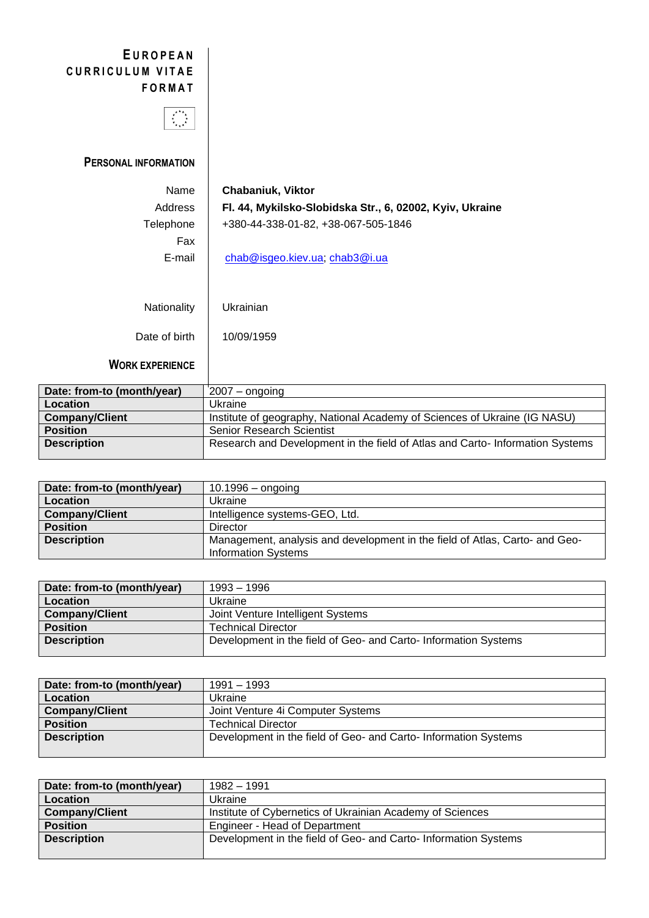# EUROPEAN CURRICULUM VITAE FORMAT

## PERSONAL INFORMATION

| | |
|---|---|
| Name | **Chabaniuk, Viktor** |
| Address | **Fl. 44, Mykilsko-Slobidska Str., 6, 02002, Kyiv, Ukraine** |
| Telephone | +380-44-338-01-82, +38-067-505-1846 |
| Fax | |
| E-mail | chab@isgeo.kiev.ua; chab3@i.ua |
| Nationality | Ukrainian |
| Date of birth | 10/09/1959 |

## WORK EXPERIENCE

| **Date: from-to (month/year)** | 2007 – ongoing |
|---|---|
| **Location** | Ukraine |
| **Company/Client** | Institute of geography, National Academy of Sciences of Ukraine (IG NASU) |
| **Position** | Senior Research Scientist |
| **Description** | Research and Development in the field of Atlas and Carto- Information Systems |

| **Date: from-to (month/year)** | 10.1996 – ongoing |
|---|---|
| **Location** | Ukraine |
| **Company/Client** | Intelligence systems-GEO, Ltd. |
| **Position** | Director |
| **Description** | Management, analysis and development in the field of Atlas, Carto- and Geo-Information Systems |

| **Date: from-to (month/year)** | 1993 – 1996 |
|---|---|
| **Location** | Ukraine |
| **Company/Client** | Joint Venture Intelligent Systems |
| **Position** | Technical Director |
| **Description** | Development in the field of Geo- and Carto- Information Systems |

| **Date: from-to (month/year)** | 1991 – 1993 |
|---|---|
| **Location** | Ukraine |
| **Company/Client** | Joint Venture 4i Computer Systems |
| **Position** | Technical Director |
| **Description** | Development in the field of Geo- and Carto- Information Systems |

| **Date: from-to (month/year)** | 1982 – 1991 |
|---|---|
| **Location** | Ukraine |
| **Company/Client** | Institute of Cybernetics of Ukrainian Academy of Sciences |
| **Position** | Engineer - Head of Department |
| **Description** | Development in the field of Geo- and Carto- Information Systems |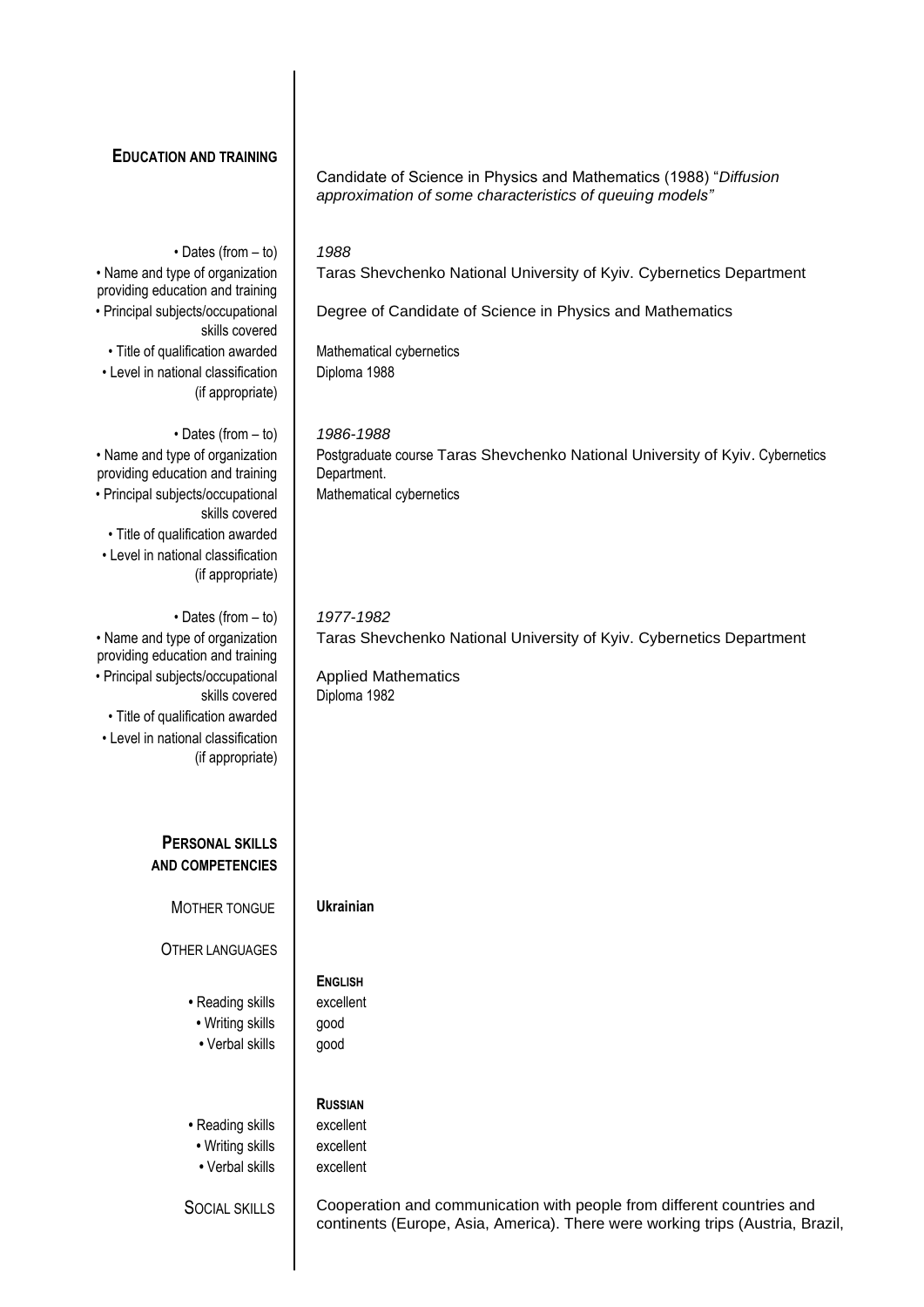## EDUCATION AND TRAINING

Candidate of Science in Physics and Mathematics (1988) "*Diffusion approximation of some characteristics of queuing models"*

| | |
|---|---|
| • Dates (from – to) | *1988* |
| • Name and type of organization providing education and training | Taras Shevchenko National University of Kyiv. Cybernetics Department |
| • Principal subjects/occupational skills covered | Degree of Candidate of Science in Physics and Mathematics |
| • Title of qualification awarded | Mathematical cybernetics |
| • Level in national classification (if appropriate) | Diploma 1988 |

| | |
|---|---|
| • Dates (from – to) | *1986-1988* |
| • Name and type of organization providing education and training | Postgraduate course Taras Shevchenko National University of Kyiv. Cybernetics Department. |
| • Principal subjects/occupational skills covered | Mathematical cybernetics |
| • Title of qualification awarded | |
| • Level in national classification (if appropriate) | |

| | |
|---|---|
| • Dates (from – to) | *1977-1982* |
| • Name and type of organization providing education and training | Taras Shevchenko National University of Kyiv. Cybernetics Department |
| • Principal subjects/occupational skills covered | Applied Mathematics<br>Diploma 1982 |
| • Title of qualification awarded | |
| • Level in national classification (if appropriate) | |

## PERSONAL SKILLS AND COMPETENCIES

MOTHER TONGUE: **Ukrainian**

OTHER LANGUAGES

**ENGLISH**

| | |
|---|---|
| • Reading skills | excellent |
| • Writing skills | good |
| • Verbal skills | good |

**RUSSIAN**

| | |
|---|---|
| • Reading skills | excellent |
| • Writing skills | excellent |
| • Verbal skills | excellent |

SOCIAL SKILLS: Cooperation and communication with people from different countries and continents (Europe, Asia, America). There were working trips (Austria, Brazil,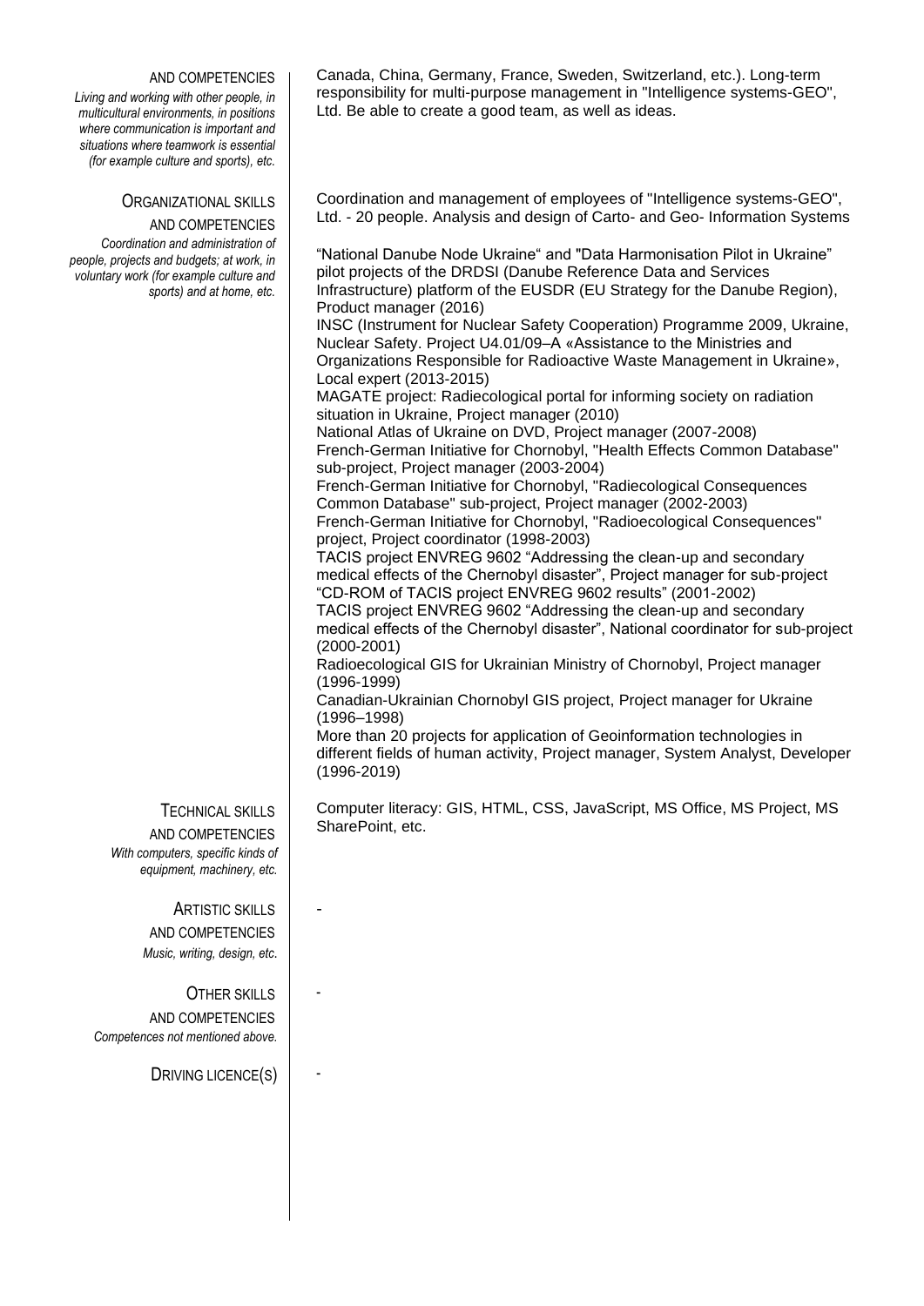**AND COMPETENCIES**

*Living and working with other people, in multicultural environments, in positions where communication is important and situations where teamwork is essential (for example culture and sports), etc.*

Canada, China, Germany, France, Sweden, Switzerland, etc.). Long-term responsibility for multi-purpose management in "Intelligence systems-GEO", Ltd. Be able to create a good team, as well as ideas.

**ORGANIZATIONAL SKILLS AND COMPETENCIES**

*Coordination and administration of people, projects and budgets; at work, in voluntary work (for example culture and sports) and at home, etc.*

Coordination and management of employees of "Intelligence systems-GEO", Ltd. - 20 people. Analysis and design of Carto- and Geo- Information Systems

"National Danube Node Ukraine" and "Data Harmonisation Pilot in Ukraine" pilot projects of the DRDSI (Danube Reference Data and Services Infrastructure) platform of the EUSDR (EU Strategy for the Danube Region), Product manager (2016)
INSC (Instrument for Nuclear Safety Cooperation) Programme 2009, Ukraine, Nuclear Safety. Project U4.01/09–A «Assistance to the Ministries and Organizations Responsible for Radioactive Waste Management in Ukraine», Local expert (2013-2015)
MAGATE project: Radiecological portal for informing society on radiation situation in Ukraine, Project manager (2010)
National Atlas of Ukraine on DVD, Project manager (2007-2008)
French-German Initiative for Chornobyl, "Health Effects Common Database" sub-project, Project manager (2003-2004)
French-German Initiative for Chornobyl, "Radiecological Consequences Common Database" sub-project, Project manager (2002-2003)
French-German Initiative for Chornobyl, "Radioecological Consequences" project, Project coordinator (1998-2003)
TACIS project ENVREG 9602 "Addressing the clean-up and secondary medical effects of the Chernobyl disaster", Project manager for sub-project "CD-ROM of TACIS project ENVREG 9602 results" (2001-2002)
TACIS project ENVREG 9602 "Addressing the clean-up and secondary medical effects of the Chernobyl disaster", National coordinator for sub-project (2000-2001)
Radioecological GIS for Ukrainian Ministry of Chornobyl, Project manager (1996-1999)
Canadian-Ukrainian Chornobyl GIS project, Project manager for Ukraine (1996–1998)
More than 20 projects for application of Geoinformation technologies in different fields of human activity, Project manager, System Analyst, Developer (1996-2019)

**TECHNICAL SKILLS AND COMPETENCIES**

*With computers, specific kinds of equipment, machinery, etc.*

Computer literacy: GIS, HTML, CSS, JavaScript, MS Office, MS Project, MS SharePoint, etc.

**ARTISTIC SKILLS AND COMPETENCIES**

*Music, writing, design, etc.*

-

**OTHER SKILLS AND COMPETENCIES**

*Competences not mentioned above.*

-

**DRIVING LICENCE(S)**

-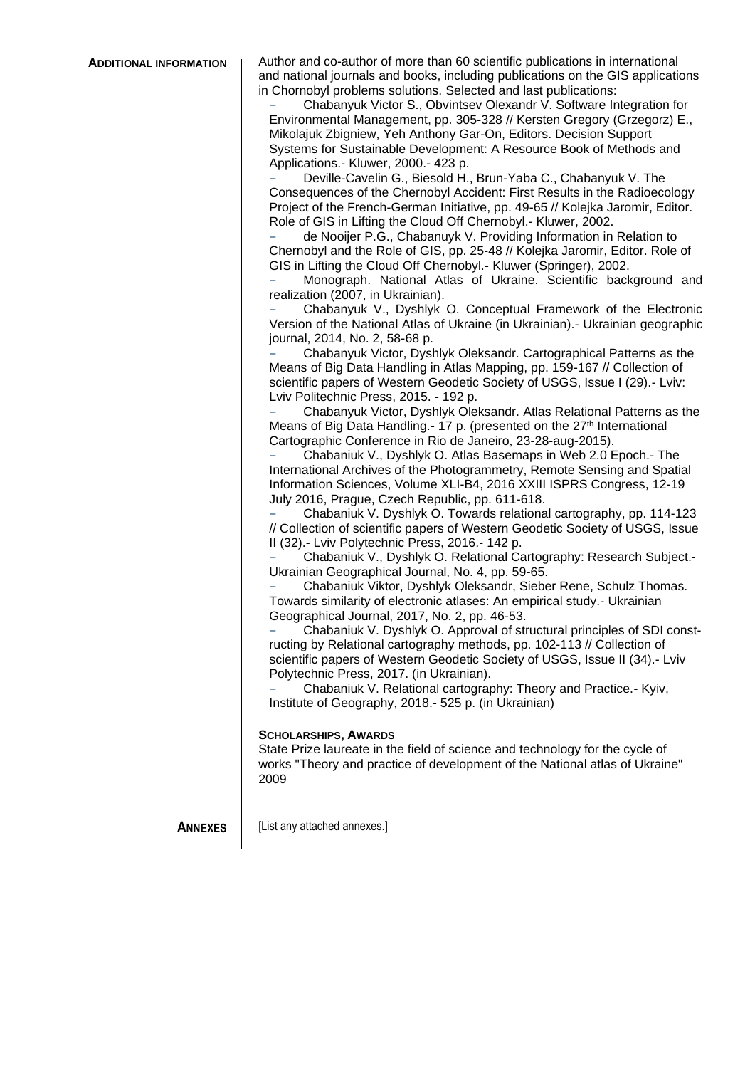**ADDITIONAL INFORMATION**

Author and co-author of more than 60 scientific publications in international and national journals and books, including publications on the GIS applications in Chornobyl problems solutions. Selected and last publications:

- Chabanyuk Victor S., Obvintsev Olexandr V. Software Integration for Environmental Management, pp. 305-328 // Kersten Gregory (Grzegorz) E., Mikolajuk Zbigniew, Yeh Anthony Gar-On, Editors. Decision Support Systems for Sustainable Development: A Resource Book of Methods and Applications.- Kluwer, 2000.- 423 p.
- Deville-Cavelin G., Biesold H., Brun-Yaba C., Chabanyuk V. The Consequences of the Chernobyl Accident: First Results in the Radioecology Project of the French-German Initiative, pp. 49-65 // Kolejka Jaromir, Editor. Role of GIS in Lifting the Cloud Off Chernobyl.- Kluwer, 2002.
- de Nooijer P.G., Chabanuyk V. Providing Information in Relation to Chernobyl and the Role of GIS, pp. 25-48 // Kolejka Jaromir, Editor. Role of GIS in Lifting the Cloud Off Chernobyl.- Kluwer (Springer), 2002.
- Monograph. National Atlas of Ukraine. Scientific background and realization (2007, in Ukrainian).
- Chabanyuk V., Dyshlyk O. Conceptual Framework of the Electronic Version of the National Atlas of Ukraine (in Ukrainian).- Ukrainian geographic journal, 2014, No. 2, 58-68 p.
- Chabanyuk Victor, Dyshlyk Oleksandr. Cartographical Patterns as the Means of Big Data Handling in Atlas Mapping, pp. 159-167 // Collection of scientific papers of Western Geodetic Society of USGS, Issue I (29).- Lviv: Lviv Politechnic Press, 2015. - 192 p.
- Chabanyuk Victor, Dyshlyk Oleksandr. Atlas Relational Patterns as the Means of Big Data Handling.- 17 p. (presented on the 27th International Cartographic Conference in Rio de Janeiro, 23-28-aug-2015).
- Chabaniuk V., Dyshlyk O. Atlas Basemaps in Web 2.0 Epoch.- The International Archives of the Photogrammetry, Remote Sensing and Spatial Information Sciences, Volume XLI-B4, 2016 XXIII ISPRS Congress, 12-19 July 2016, Prague, Czech Republic, pp. 611-618.
- Chabaniuk V. Dyshlyk O. Towards relational cartography, pp. 114-123 // Collection of scientific papers of Western Geodetic Society of USGS, Issue II (32).- Lviv Polytechnic Press, 2016.- 142 p.
- Chabaniuk V., Dyshlyk O. Relational Cartography: Research Subject.- Ukrainian Geographical Journal, No. 4, pp. 59-65.
- Chabaniuk Viktor, Dyshlyk Oleksandr, Sieber Rene, Schulz Thomas. Towards similarity of electronic atlases: An empirical study.- Ukrainian Geographical Journal, 2017, No. 2, pp. 46-53.
- Chabaniuk V. Dyshlyk O. Approval of structural principles of SDI constructing by Relational cartography methods, pp. 102-113 // Collection of scientific papers of Western Geodetic Society of USGS, Issue II (34).- Lviv Polytechnic Press, 2017. (in Ukrainian).
- Chabaniuk V. Relational cartography: Theory and Practice.- Kyiv, Institute of Geography, 2018.- 525 p. (in Ukrainian)

**SCHOLARSHIPS, AWARDS**

State Prize laureate in the field of science and technology for the cycle of works "Theory and practice of development of the National atlas of Ukraine" 2009

**ANNEXES**

[List any attached annexes.]